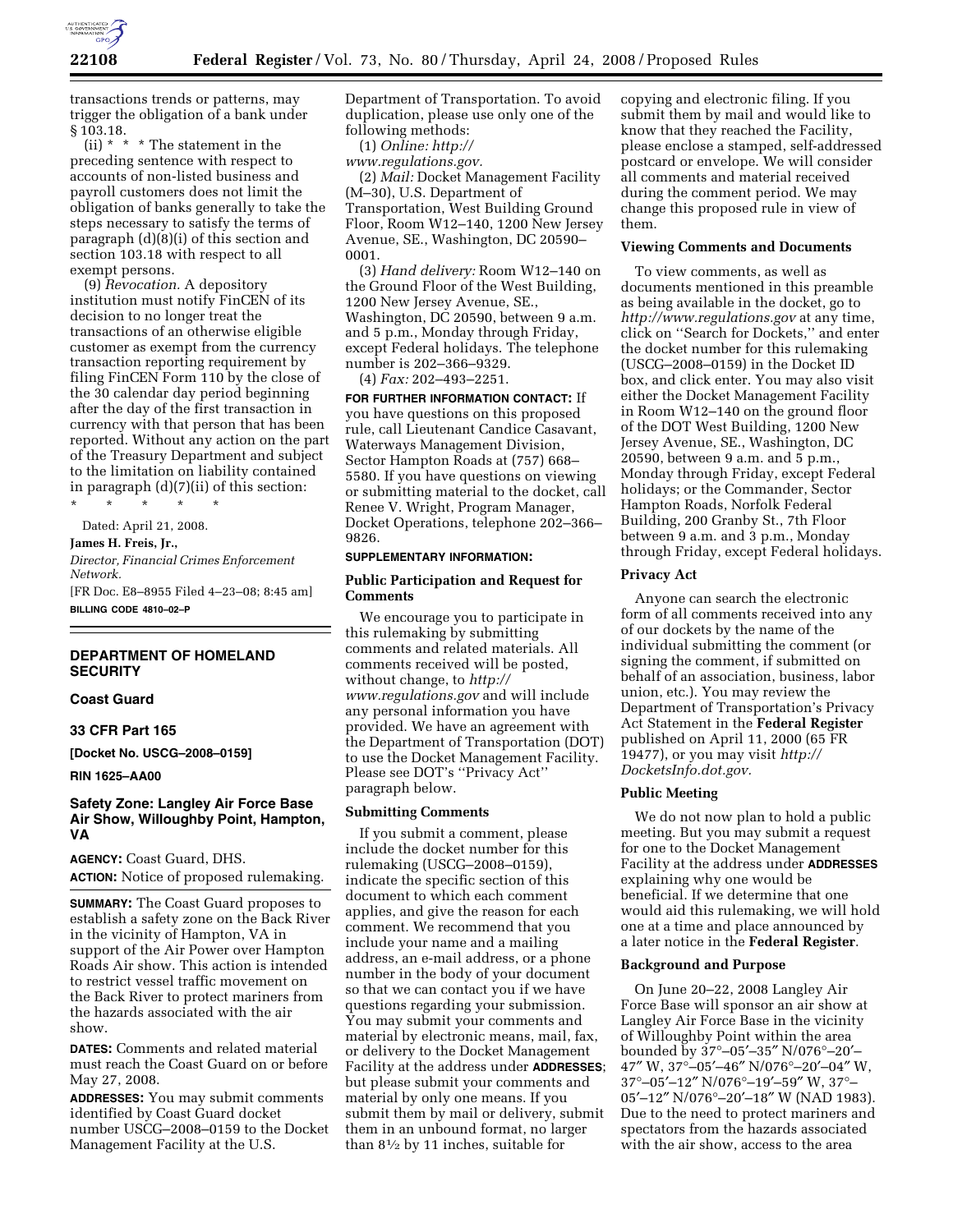transactions trends or patterns, may trigger the obligation of a bank under § 103.18.

(ii) * * * The statement in the preceding sentence with respect to accounts of non-listed business and payroll customers does not limit the obligation of banks generally to take the steps necessary to satisfy the terms of paragraph (d)(8)(i) of this section and section 103.18 with respect to all exempt persons.

(9) *Revocation.* A depository institution must notify FinCEN of its decision to no longer treat the transactions of an otherwise eligible customer as exempt from the currency transaction reporting requirement by filing FinCEN Form 110 by the close of the 30 calendar day period beginning after the day of the first transaction in currency with that person that has been reported. Without any action on the part of the Treasury Department and subject to the limitation on liability contained in paragraph (d)(7)(ii) of this section:

\* \* \* \* \*

Dated: April 21, 2008.

**James H. Freis, Jr.,**

*Director, Financial Crimes Enforcement Network.*

[FR Doc. E8–8955 Filed 4–23–08; 8:45 am]

**BILLING CODE 4810–02–P**

---

## DEPARTMENT OF HOMELAND SECURITY

### Coast Guard

### 33 CFR Part 165

**[Docket No. USCG–2008–0159]**

**RIN 1625–AA00**

## Safety Zone: Langley Air Force Base Air Show, Willoughby Point, Hampton, VA

**AGENCY:** Coast Guard, DHS.

**ACTION:** Notice of proposed rulemaking.

**SUMMARY:** The Coast Guard proposes to establish a safety zone on the Back River in the vicinity of Hampton, VA in support of the Air Power over Hampton Roads Air show. This action is intended to restrict vessel traffic movement on the Back River to protect mariners from the hazards associated with the air show.

**DATES:** Comments and related material must reach the Coast Guard on or before May 27, 2008.

**ADDRESSES:** You may submit comments identified by Coast Guard docket number USCG–2008–0159 to the Docket Management Facility at the U.S. Department of Transportation. To avoid duplication, please use only one of the following methods:

(1) *Online: http://www.regulations.gov.*

(2) *Mail:* Docket Management Facility (M–30), U.S. Department of Transportation, West Building Ground Floor, Room W12–140, 1200 New Jersey Avenue, SE., Washington, DC 20590–0001.

(3) *Hand delivery:* Room W12–140 on the Ground Floor of the West Building, 1200 New Jersey Avenue, SE., Washington, DC 20590, between 9 a.m. and 5 p.m., Monday through Friday, except Federal holidays. The telephone number is 202–366–9329.

(4) *Fax:* 202–493–2251.

**FOR FURTHER INFORMATION CONTACT:** If you have questions on this proposed rule, call Lieutenant Candice Casavant, Waterways Management Division, Sector Hampton Roads at (757) 668–5580. If you have questions on viewing or submitting material to the docket, call Renee V. Wright, Program Manager, Docket Operations, telephone 202–366–9826.

**SUPPLEMENTARY INFORMATION:**

### Public Participation and Request for Comments

We encourage you to participate in this rulemaking by submitting comments and related materials. All comments received will be posted, without change, to *http://www.regulations.gov* and will include any personal information you have provided. We have an agreement with the Department of Transportation (DOT) to use the Docket Management Facility. Please see DOT's ''Privacy Act'' paragraph below.

### Submitting Comments

If you submit a comment, please include the docket number for this rulemaking (USCG–2008–0159), indicate the specific section of this document to which each comment applies, and give the reason for each comment. We recommend that you include your name and a mailing address, an e-mail address, or a phone number in the body of your document so that we can contact you if we have questions regarding your submission. You may submit your comments and material by electronic means, mail, fax, or delivery to the Docket Management Facility at the address under **ADDRESSES**; but please submit your comments and material by only one means. If you submit them by mail or delivery, submit them in an unbound format, no larger than 8½ by 11 inches, suitable for copying and electronic filing. If you submit them by mail and would like to know that they reached the Facility, please enclose a stamped, self-addressed postcard or envelope. We will consider all comments and material received during the comment period. We may change this proposed rule in view of them.

### Viewing Comments and Documents

To view comments, as well as documents mentioned in this preamble as being available in the docket, go to *http://www.regulations.gov* at any time, click on ''Search for Dockets,'' and enter the docket number for this rulemaking (USCG–2008–0159) in the Docket ID box, and click enter. You may also visit either the Docket Management Facility in Room W12–140 on the ground floor of the DOT West Building, 1200 New Jersey Avenue, SE., Washington, DC 20590, between 9 a.m. and 5 p.m., Monday through Friday, except Federal holidays; or the Commander, Sector Hampton Roads, Norfolk Federal Building, 200 Granby St., 7th Floor between 9 a.m. and 3 p.m., Monday through Friday, except Federal holidays.

### Privacy Act

Anyone can search the electronic form of all comments received into any of our dockets by the name of the individual submitting the comment (or signing the comment, if submitted on behalf of an association, business, labor union, etc.). You may review the Department of Transportation's Privacy Act Statement in the **Federal Register** published on April 11, 2000 (65 FR 19477), or you may visit *http://DocketsInfo.dot.gov.*

### Public Meeting

We do not now plan to hold a public meeting. But you may submit a request for one to the Docket Management Facility at the address under **ADDRESSES** explaining why one would be beneficial. If we determine that one would aid this rulemaking, we will hold one at a time and place announced by a later notice in the **Federal Register**.

### Background and Purpose

On June 20–22, 2008 Langley Air Force Base will sponsor an air show at Langley Air Force Base in the vicinity of Willoughby Point within the area bounded by 37°–05′–35″ N/076°–20′–47″ W, 37°–05′–46″ N/076°–20′–04″ W, 37°–05′–12″ N/076°–19′–59″ W, 37°–05′–12″ N/076°–20′–18″ W (NAD 1983). Due to the need to protect mariners and spectators from the hazards associated with the air show, access to the area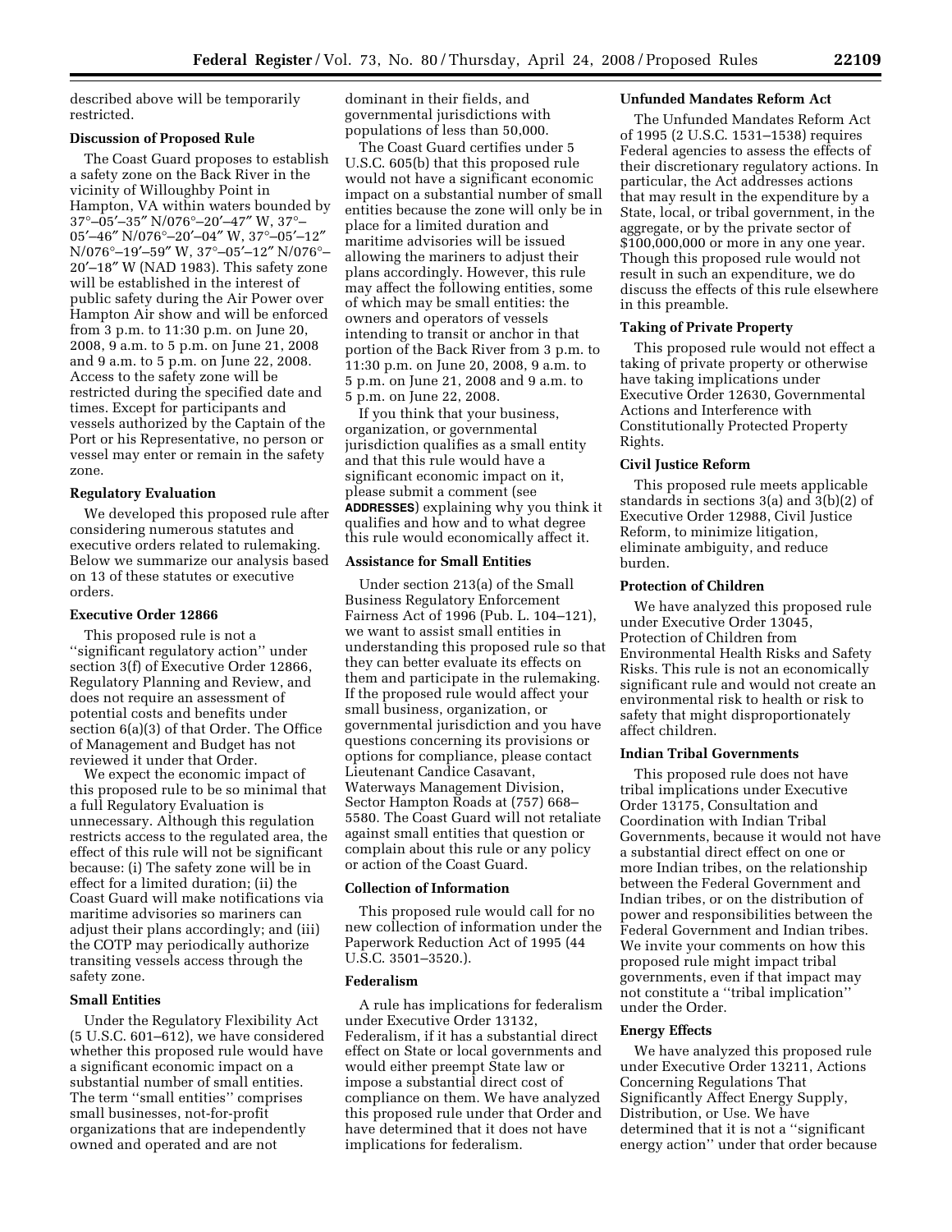described above will be temporarily restricted.

**Discussion of Proposed Rule**

The Coast Guard proposes to establish a safety zone on the Back River in the vicinity of Willoughby Point in Hampton, VA within waters bounded by 37°–05′–35″ N/076°–20′–47″ W, 37°–05′–46″ N/076°–20′–04″ W, 37°–05′–12″ N/076°–19′–59″ W, 37°–05′–12″ N/076°–20′–18″ W (NAD 1983). This safety zone will be established in the interest of public safety during the Air Power over Hampton Air show and will be enforced from 3 p.m. to 11:30 p.m. on June 20, 2008, 9 a.m. to 5 p.m. on June 21, 2008 and 9 a.m. to 5 p.m. on June 22, 2008. Access to the safety zone will be restricted during the specified date and times. Except for participants and vessels authorized by the Captain of the Port or his Representative, no person or vessel may enter or remain in the safety zone.

**Regulatory Evaluation**

We developed this proposed rule after considering numerous statutes and executive orders related to rulemaking. Below we summarize our analysis based on 13 of these statutes or executive orders.

**Executive Order 12866**

This proposed rule is not a ''significant regulatory action'' under section 3(f) of Executive Order 12866, Regulatory Planning and Review, and does not require an assessment of potential costs and benefits under section 6(a)(3) of that Order. The Office of Management and Budget has not reviewed it under that Order.

We expect the economic impact of this proposed rule to be so minimal that a full Regulatory Evaluation is unnecessary. Although this regulation restricts access to the regulated area, the effect of this rule will not be significant because: (i) The safety zone will be in effect for a limited duration; (ii) the Coast Guard will make notifications via maritime advisories so mariners can adjust their plans accordingly; and (iii) the COTP may periodically authorize transiting vessels access through the safety zone.

**Small Entities**

Under the Regulatory Flexibility Act (5 U.S.C. 601–612), we have considered whether this proposed rule would have a significant economic impact on a substantial number of small entities. The term ''small entities'' comprises small businesses, not-for-profit organizations that are independently owned and operated and are not dominant in their fields, and governmental jurisdictions with populations of less than 50,000.

The Coast Guard certifies under 5 U.S.C. 605(b) that this proposed rule would not have a significant economic impact on a substantial number of small entities because the zone will only be in place for a limited duration and maritime advisories will be issued allowing the mariners to adjust their plans accordingly. However, this rule may affect the following entities, some of which may be small entities: the owners and operators of vessels intending to transit or anchor in that portion of the Back River from 3 p.m. to 11:30 p.m. on June 20, 2008, 9 a.m. to 5 p.m. on June 21, 2008 and 9 a.m. to 5 p.m. on June 22, 2008.

If you think that your business, organization, or governmental jurisdiction qualifies as a small entity and that this rule would have a significant economic impact on it, please submit a comment (see **ADDRESSES**) explaining why you think it qualifies and how and to what degree this rule would economically affect it.

**Assistance for Small Entities**

Under section 213(a) of the Small Business Regulatory Enforcement Fairness Act of 1996 (Pub. L. 104–121), we want to assist small entities in understanding this proposed rule so that they can better evaluate its effects on them and participate in the rulemaking. If the proposed rule would affect your small business, organization, or governmental jurisdiction and you have questions concerning its provisions or options for compliance, please contact Lieutenant Candice Casavant, Waterways Management Division, Sector Hampton Roads at (757) 668–5580. The Coast Guard will not retaliate against small entities that question or complain about this rule or any policy or action of the Coast Guard.

**Collection of Information**

This proposed rule would call for no new collection of information under the Paperwork Reduction Act of 1995 (44 U.S.C. 3501–3520.).

**Federalism**

A rule has implications for federalism under Executive Order 13132, Federalism, if it has a substantial direct effect on State or local governments and would either preempt State law or impose a substantial direct cost of compliance on them. We have analyzed this proposed rule under that Order and have determined that it does not have implications for federalism.

**Unfunded Mandates Reform Act**

The Unfunded Mandates Reform Act of 1995 (2 U.S.C. 1531–1538) requires Federal agencies to assess the effects of their discretionary regulatory actions. In particular, the Act addresses actions that may result in the expenditure by a State, local, or tribal government, in the aggregate, or by the private sector of $100,000,000 or more in any one year. Though this proposed rule would not result in such an expenditure, we do discuss the effects of this rule elsewhere in this preamble.

**Taking of Private Property**

This proposed rule would not effect a taking of private property or otherwise have taking implications under Executive Order 12630, Governmental Actions and Interference with Constitutionally Protected Property Rights.

**Civil Justice Reform**

This proposed rule meets applicable standards in sections 3(a) and 3(b)(2) of Executive Order 12988, Civil Justice Reform, to minimize litigation, eliminate ambiguity, and reduce burden.

**Protection of Children**

We have analyzed this proposed rule under Executive Order 13045, Protection of Children from Environmental Health Risks and Safety Risks. This rule is not an economically significant rule and would not create an environmental risk to health or risk to safety that might disproportionately affect children.

**Indian Tribal Governments**

This proposed rule does not have tribal implications under Executive Order 13175, Consultation and Coordination with Indian Tribal Governments, because it would not have a substantial direct effect on one or more Indian tribes, on the relationship between the Federal Government and Indian tribes, or on the distribution of power and responsibilities between the Federal Government and Indian tribes. We invite your comments on how this proposed rule might impact tribal governments, even if that impact may not constitute a ''tribal implication'' under the Order.

**Energy Effects**

We have analyzed this proposed rule under Executive Order 13211, Actions Concerning Regulations That Significantly Affect Energy Supply, Distribution, or Use. We have determined that it is not a ''significant energy action'' under that order because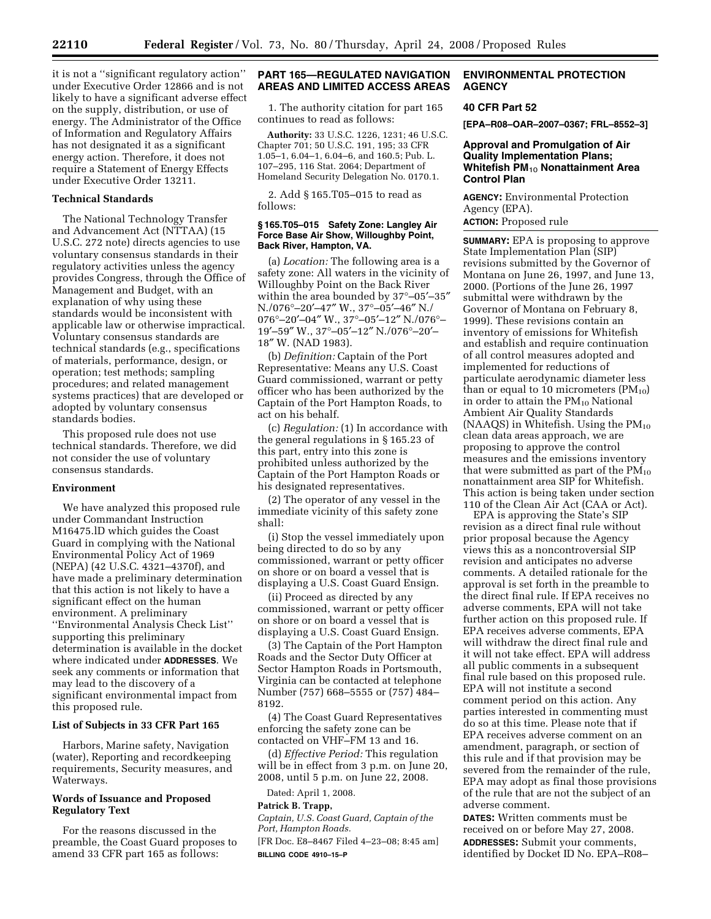it is not a ''significant regulatory action'' under Executive Order 12866 and is not likely to have a significant adverse effect on the supply, distribution, or use of energy. The Administrator of the Office of Information and Regulatory Affairs has not designated it as a significant energy action. Therefore, it does not require a Statement of Energy Effects under Executive Order 13211.

**Technical Standards**

The National Technology Transfer and Advancement Act (NTTAA) (15 U.S.C. 272 note) directs agencies to use voluntary consensus standards in their regulatory activities unless the agency provides Congress, through the Office of Management and Budget, with an explanation of why using these standards would be inconsistent with applicable law or otherwise impractical. Voluntary consensus standards are technical standards (e.g., specifications of materials, performance, design, or operation; test methods; sampling procedures; and related management systems practices) that are developed or adopted by voluntary consensus standards bodies.

This proposed rule does not use technical standards. Therefore, we did not consider the use of voluntary consensus standards.

**Environment**

We have analyzed this proposed rule under Commandant Instruction M16475.lD which guides the Coast Guard in complying with the National Environmental Policy Act of 1969 (NEPA) (42 U.S.C. 4321–4370f), and have made a preliminary determination that this action is not likely to have a significant effect on the human environment. A preliminary ''Environmental Analysis Check List'' supporting this preliminary determination is available in the docket where indicated under **ADDRESSES**. We seek any comments or information that may lead to the discovery of a significant environmental impact from this proposed rule.

**List of Subjects in 33 CFR Part 165**

Harbors, Marine safety, Navigation (water), Reporting and recordkeeping requirements, Security measures, and Waterways.

**Words of Issuance and Proposed Regulatory Text**

For the reasons discussed in the preamble, the Coast Guard proposes to amend 33 CFR part 165 as follows:

**PART 165—REGULATED NAVIGATION AREAS AND LIMITED ACCESS AREAS**

1. The authority citation for part 165 continues to read as follows:

**Authority:** 33 U.S.C. 1226, 1231; 46 U.S.C. Chapter 701; 50 U.S.C. 191, 195; 33 CFR 1.05–1, 6.04–1, 6.04–6, and 160.5; Pub. L. 107–295, 116 Stat. 2064; Department of Homeland Security Delegation No. 0170.1.

2. Add § 165.T05–015 to read as follows:

**§ 165.T05–015 Safety Zone: Langley Air Force Base Air Show, Willoughby Point, Back River, Hampton, VA.**

(a) *Location:* The following area is a safety zone: All waters in the vicinity of Willoughby Point on the Back River within the area bounded by 37°–05′–35″ N./076°–20′–47″ W., 37°–05′–46″ N./076°–20′–04″ W., 37°–05′–12″ N./076°–19′–59″ W., 37°–05′–12″ N./076°–20′–18″ W. (NAD 1983).

(b) *Definition:* Captain of the Port Representative: Means any U.S. Coast Guard commissioned, warrant or petty officer who has been authorized by the Captain of the Port Hampton Roads, to act on his behalf.

(c) *Regulation:* (1) In accordance with the general regulations in § 165.23 of this part, entry into this zone is prohibited unless authorized by the Captain of the Port Hampton Roads or his designated representatives.

(2) The operator of any vessel in the immediate vicinity of this safety zone shall:

(i) Stop the vessel immediately upon being directed to do so by any commissioned, warrant or petty officer on shore or on board a vessel that is displaying a U.S. Coast Guard Ensign.

(ii) Proceed as directed by any commissioned, warrant or petty officer on shore or on board a vessel that is displaying a U.S. Coast Guard Ensign.

(3) The Captain of the Port Hampton Roads and the Sector Duty Officer at Sector Hampton Roads in Portsmouth, Virginia can be contacted at telephone Number (757) 668–5555 or (757) 484–8192.

(4) The Coast Guard Representatives enforcing the safety zone can be contacted on VHF–FM 13 and 16.

(d) *Effective Period:* This regulation will be in effect from 3 p.m. on June 20, 2008, until 5 p.m. on June 22, 2008.

Dated: April 1, 2008.

**Patrick B. Trapp,**

*Captain, U.S. Coast Guard, Captain of the Port, Hampton Roads.*

[FR Doc. E8–8467 Filed 4–23–08; 8:45 am]

**BILLING CODE 4910–15–P**

**ENVIRONMENTAL PROTECTION AGENCY**

**40 CFR Part 52**

**[EPA–R08–OAR–2007–0367; FRL–8552–3]**

**Approval and Promulgation of Air Quality Implementation Plans; Whitefish $PM_{10}$ Nonattainment Area Control Plan**

**AGENCY:** Environmental Protection Agency (EPA).

**ACTION:** Proposed rule

**SUMMARY:** EPA is proposing to approve State Implementation Plan (SIP) revisions submitted by the Governor of Montana on June 26, 1997, and June 13, 2000. (Portions of the June 26, 1997 submittal were withdrawn by the Governor of Montana on February 8, 1999). These revisions contain an inventory of emissions for Whitefish and establish and require continuation of all control measures adopted and implemented for reductions of particulate aerodynamic diameter less than or equal to 10 micrometers ($PM_{10}$) in order to attain the $PM_{10}$ National Ambient Air Quality Standards (NAAQS) in Whitefish. Using the $PM_{10}$ clean data areas approach, we are proposing to approve the control measures and the emissions inventory that were submitted as part of the $PM_{10}$ nonattainment area SIP for Whitefish. This action is being taken under section 110 of the Clean Air Act (CAA or Act).

EPA is approving the State's SIP revision as a direct final rule without prior proposal because the Agency views this as a noncontroversial SIP revision and anticipates no adverse comments. A detailed rationale for the approval is set forth in the preamble to the direct final rule. If EPA receives no adverse comments, EPA will not take further action on this proposed rule. If EPA receives adverse comments, EPA will withdraw the direct final rule and it will not take effect. EPA will address all public comments in a subsequent final rule based on this proposed rule. EPA will not institute a second comment period on this action. Any parties interested in commenting must do so at this time. Please note that if EPA receives adverse comment on an amendment, paragraph, or section of this rule and if that provision may be severed from the remainder of the rule, EPA may adopt as final those provisions of the rule that are not the subject of an adverse comment.

**DATES:** Written comments must be received on or before May 27, 2008.

**ADDRESSES:** Submit your comments, identified by Docket ID No. EPA–R08–